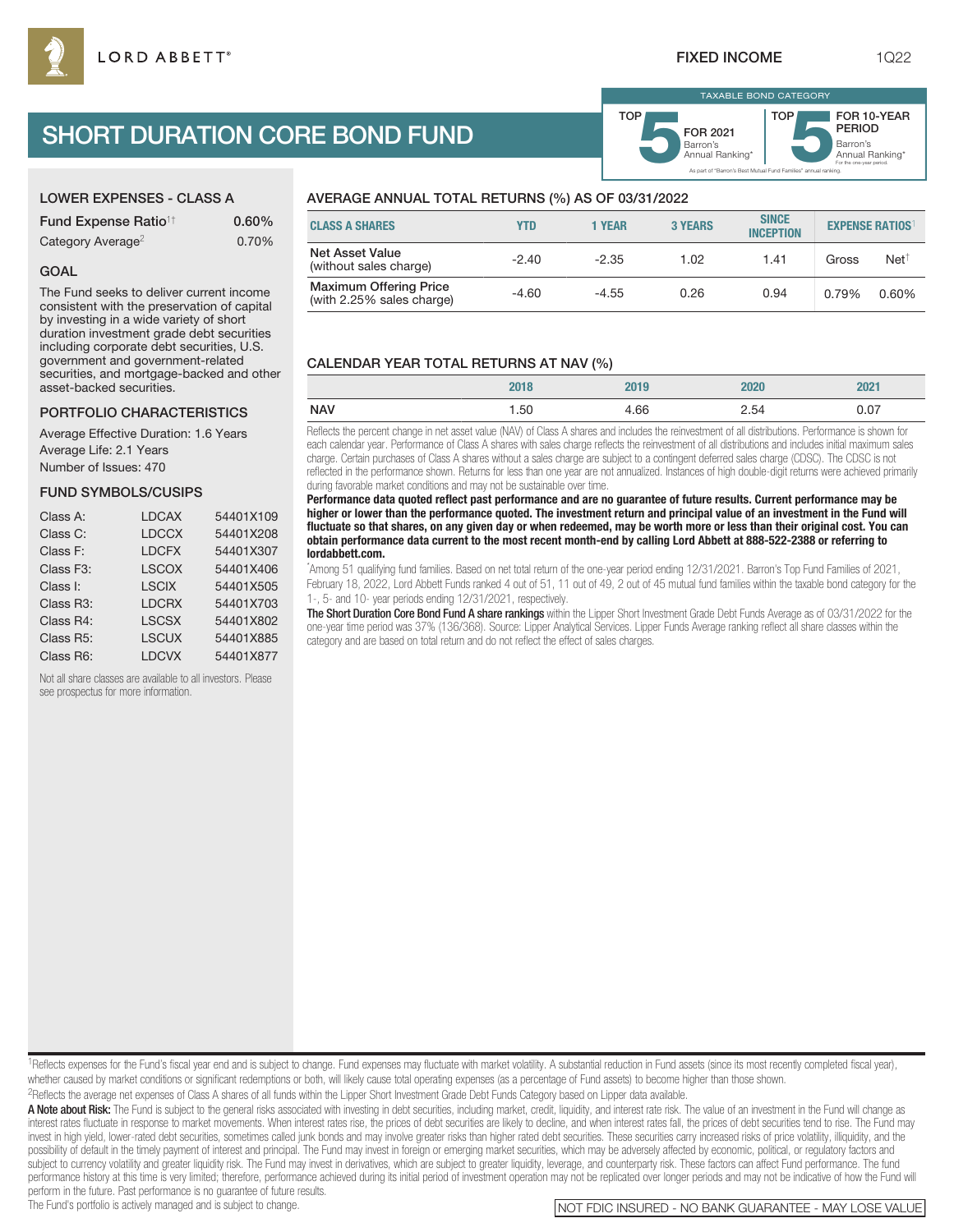LORD ABBETT®

FIXED INCOME

1Q22

# SHORT DURATION CORE BOND FUND

TAXABLE BOND CATEGORY

TOP 5 FOR 2021 Barron's Annual Ranking*

TOP 5 FOR 10-YEAR PERIOD Barron's Annual Ranking* For the one-year period.

As part of "Barron's Best Mutual Fund Families" annual ranking.

## LOWER EXPENSES - CLASS A

| | |
|---|---|
| Fund Expense Ratio¹† | 0.60% |
| Category Average² | 0.70% |

## GOAL

The Fund seeks to deliver current income consistent with the preservation of capital by investing in a wide variety of short duration investment grade debt securities including corporate debt securities, U.S. government and government-related securities, and mortgage-backed and other asset-backed securities.

## PORTFOLIO CHARACTERISTICS

Average Effective Duration: 1.6 Years
Average Life: 2.1 Years
Number of Issues: 470

## FUND SYMBOLS/CUSIPS

| | | |
|---|---|---|
| Class A: | LDCAX | 54401X109 |
| Class C: | LDCCX | 54401X208 |
| Class F: | LDCFX | 54401X307 |
| Class F3: | LSCOX | 54401X406 |
| Class I: | LSCIX | 54401X505 |
| Class R3: | LDCRX | 54401X703 |
| Class R4: | LSCSX | 54401X802 |
| Class R5: | LSCUX | 54401X885 |
| Class R6: | LDCVX | 54401X877 |

Not all share classes are available to all investors. Please see prospectus for more information.

## AVERAGE ANNUAL TOTAL RETURNS (%) AS OF 03/31/2022

| CLASS A SHARES | YTD | 1 YEAR | 3 YEARS | SINCE INCEPTION | EXPENSE RATIOS¹ | |
|---|---|---|---|---|---|---|
| Net Asset Value (without sales charge) | -2.40 | -2.35 | 1.02 | 1.41 | Gross | Net† |
| Maximum Offering Price (with 2.25% sales charge) | -4.60 | -4.55 | 0.26 | 0.94 | 0.79% | 0.60% |

## CALENDAR YEAR TOTAL RETURNS AT NAV (%)

| | 2018 | 2019 | 2020 | 2021 |
|---|---|---|---|---|
| NAV | 1.50 | 4.66 | 2.54 | 0.07 |

Reflects the percent change in net asset value (NAV) of Class A shares and includes the reinvestment of all distributions. Performance is shown for each calendar year. Performance of Class A shares with sales charge reflects the reinvestment of all distributions and includes initial maximum sales charge. Certain purchases of Class A shares without a sales charge are subject to a contingent deferred sales charge (CDSC). The CDSC is not reflected in the performance shown. Returns for less than one year are not annualized. Instances of high double-digit returns were achieved primarily during favorable market conditions and may not be sustainable over time.

**Performance data quoted reflect past performance and are no guarantee of future results. Current performance may be higher or lower than the performance quoted. The investment return and principal value of an investment in the Fund will fluctuate so that shares, on any given day or when redeemed, may be worth more or less than their original cost. You can obtain performance data current to the most recent month-end by calling Lord Abbett at 888-522-2388 or referring to lordabbett.com.**

*Among 51 qualifying fund families. Based on net total return of the one-year period ending 12/31/2021. Barron's Top Fund Families of 2021, February 18, 2022, Lord Abbett Funds ranked 4 out of 51, 11 out of 49, 2 out of 45 mutual fund families within the taxable bond category for the 1-, 5- and 10- year periods ending 12/31/2021, respectively.

**The Short Duration Core Bond Fund A share rankings** within the Lipper Short Investment Grade Debt Funds Average as of 03/31/2022 for the one-year time period was 37% (136/368). Source: Lipper Analytical Services. Lipper Funds Average ranking reflect all share classes within the category and are based on total return and do not reflect the effect of sales charges.

¹Reflects expenses for the Fund's fiscal year end and is subject to change. Fund expenses may fluctuate with market volatility. A substantial reduction in Fund assets (since its most recently completed fiscal year), whether caused by market conditions or significant redemptions or both, will likely cause total operating expenses (as a percentage of Fund assets) to become higher than those shown.

²Reflects the average net expenses of Class A shares of all funds within the Lipper Short Investment Grade Debt Funds Category based on Lipper data available.

**A Note about Risk:** The Fund is subject to the general risks associated with investing in debt securities, including market, credit, liquidity, and interest rate risk. The value of an investment in the Fund will change as interest rates fluctuate in response to market movements. When interest rates rise, the prices of debt securities are likely to decline, and when interest rates fall, the prices of debt securities tend to rise. The Fund may invest in high yield, lower-rated debt securities, sometimes called junk bonds and may involve greater risks than higher rated debt securities. These securities carry increased risks of price volatility, illiquidity, and the possibility of default in the timely payment of interest and principal. The Fund may invest in foreign or emerging market securities, which may be adversely affected by economic, political, or regulatory factors and subject to currency volatility and greater liquidity risk. The Fund may invest in derivatives, which are subject to greater liquidity, leverage, and counterparty risk. These factors can affect Fund performance. The fund performance history at this time is very limited; therefore, performance achieved during its initial period of investment operation may not be replicated over longer periods and may not be indicative of how the Fund will perform in the future. Past performance is no guarantee of future results.

The Fund's portfolio is actively managed and is subject to change.

NOT FDIC INSURED - NO BANK GUARANTEE - MAY LOSE VALUE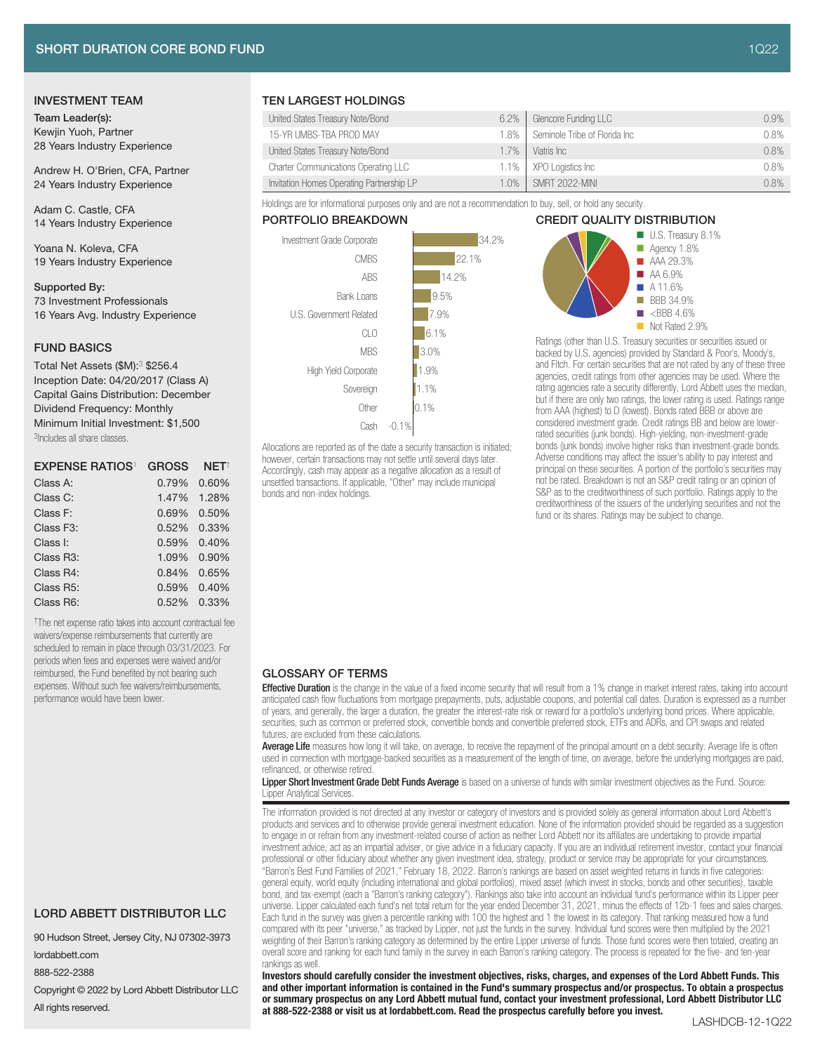## INVESTMENT TEAM

**Team Leader(s):**

Kewjin Yuoh, Partner
28 Years Industry Experience

Andrew H. O'Brien, CFA, Partner
24 Years Industry Experience

Adam C. Castle, CFA
14 Years Industry Experience

Yoana N. Koleva, CFA
19 Years Industry Experience

**Supported By:**
73 Investment Professionals
16 Years Avg. Industry Experience

## FUND BASICS

Total Net Assets ($M):[3] $256.4
Inception Date: 04/20/2017 (Class A)
Capital Gains Distribution: December
Dividend Frequency: Monthly
Minimum Initial Investment: $1,500
[3]Includes all share classes.

| EXPENSE RATIOS[†] | GROSS | NET[†] |
|---|---|---|
| Class A: | 0.79% | 0.60% |
| Class C: | 1.47% | 1.28% |
| Class F: | 0.69% | 0.50% |
| Class F3: | 0.52% | 0.33% |
| Class I: | 0.59% | 0.40% |
| Class R3: | 1.09% | 0.90% |
| Class R4: | 0.84% | 0.65% |
| Class R5: | 0.59% | 0.40% |
| Class R6: | 0.52% | 0.33% |

[†]The net expense ratio takes into account contractual fee waivers/expense reimbursements that currently are scheduled to remain in place through 03/31/2023. For periods when fees and expenses were waived and/or reimbursed, the Fund benefited by not bearing such expenses. Without such fee waivers/reimbursements, performance would have been lower.

## TEN LARGEST HOLDINGS

| | | | |
|---|---|---|---|
| United States Treasury Note/Bond | 6.2% | Glencore Funding LLC | 0.9% |
| 15-YR UMBS-TBA PROD MAY | 1.8% | Seminole Tribe of Florida Inc | 0.8% |
| United States Treasury Note/Bond | 1.7% | Viatris Inc | 0.8% |
| Charter Communications Operating LLC | 1.1% | XPO Logistics Inc | 0.8% |
| Invitation Homes Operating Partnership LP | 1.0% | SMRT 2022-MINI | 0.8% |

Holdings are for informational purposes only and are not a recommendation to buy, sell, or hold any security.

## PORTFOLIO BREAKDOWN

Investment Grade Corporate 34.2%
CMBS 22.1%
ABS 14.2%
Bank Loans 9.5%
U.S. Government Related 7.9%
CLO 6.1%
MBS 3.0%
High Yield Corporate 1.9%
Sovereign 1.1%
Other 0.1%
Cash -0.1%

Allocations are reported as of the date a security transaction is initiated; however, certain transactions may not settle until several days later. Accordingly, cash may appear as a negative allocation as a result of unsettled transactions. If applicable, "Other" may include municipal bonds and non-index holdings.

## CREDIT QUALITY DISTRIBUTION

U.S. Treasury 8.1%
Agency 1.8%
AAA 29.3%
AA 6.9%
A 11.6%
BBB 34.9%
<BBB 4.6%
Not Rated 2.9%

Ratings (other than U.S. Treasury securities or securities issued or backed by U.S. agencies) provided by Standard & Poor's, Moody's, and Fitch. For certain securities that are not rated by any of these three agencies, credit ratings from other agencies may be used. Where the rating agencies rate a security differently, Lord Abbett uses the median, but if there are only two ratings, the lower rating is used. Ratings range from AAA (highest) to D (lowest). Bonds rated BBB or above are considered investment grade. Credit ratings BB and below are lower-rated securities (junk bonds). High-yielding, non-investment-grade bonds (junk bonds) involve higher risks than investment-grade bonds. Adverse conditions may affect the issuer's ability to pay interest and principal on these securities. A portion of the portfolio's securities may not be rated. Breakdown is not an S&P credit rating or an opinion of S&P as to the creditworthiness of such portfolio. Ratings apply to the creditworthiness of the issuers of the underlying securities and not the fund or its shares. Ratings may be subject to change.

## GLOSSARY OF TERMS

**Effective Duration** is the change in the value of a fixed income security that will result from a 1% change in market interest rates, taking into account anticipated cash flow fluctuations from mortgage prepayments, puts, adjustable coupons, and potential call dates. Duration is expressed as a number of years, and generally, the larger a duration, the greater the interest-rate risk or reward for a portfolio's underlying bond prices. Where applicable, securities, such as common or preferred stock, convertible bonds and convertible preferred stock, ETFs and ADRs, and CPI swaps and related futures, are excluded from these calculations.

**Average Life** measures how long it will take, on average, to receive the repayment of the principal amount on a debt security. Average life is often used in connection with mortgage-backed securities as a measurement of the length of time, on average, before the underlying mortgages are paid, refinanced, or otherwise retired.

**Lipper Short Investment Grade Debt Funds Average** is based on a universe of funds with similar investment objectives as the Fund. Source: Lipper Analytical Services.

The information provided is not directed at any investor or category of investors and is provided solely as general information about Lord Abbett's products and services and to otherwise provide general investment education. None of the information provided should be regarded as a suggestion to engage in or refrain from any investment-related course of action as neither Lord Abbett nor its affiliates are undertaking to provide impartial investment advice, act as an impartial adviser, or give advice in a fiduciary capacity. If you are an individual retirement investor, contact your financial professional or other fiduciary about whether any given investment idea, strategy, product or service may be appropriate for your circumstances.
"Barron's Best Fund Families of 2021," February 18, 2022. Barron's rankings are based on asset weighted returns in funds in five categories: general equity, world equity (including international and global portfolios), mixed asset (which invest in stocks, bonds and other securities), taxable bond, and tax-exempt (each a "Barron's ranking category"). Rankings also take into account an individual fund's performance within its Lipper peer universe. Lipper calculated each fund's net total return for the year ended December 31, 2021, minus the effects of 12b-1 fees and sales charges. Each fund in the survey was given a percentile ranking with 100 the highest and 1 the lowest in its category. That ranking measured how a fund compared with its peer "universe," as tracked by Lipper, not just the funds in the survey. Individual fund scores were then multiplied by the 2021 weighting of their Barron's ranking category as determined by the entire Lipper universe of funds. Those fund scores were then totaled, creating an overall score and ranking for each fund family in the survey in each Barron's ranking category. The process is repeated for the five- and ten-year rankings as well.

**Investors should carefully consider the investment objectives, risks, charges, and expenses of the Lord Abbett Funds. This and other important information is contained in the Fund's summary prospectus and/or prospectus. To obtain a prospectus or summary prospectus on any Lord Abbett mutual fund, contact your investment professional, Lord Abbett Distributor LLC at 888-522-2388 or visit us at lordabbett.com. Read the prospectus carefully before you invest.**

## LORD ABBETT DISTRIBUTOR LLC

90 Hudson Street, Jersey City, NJ 07302-3973

lordabbett.com

888-522-2388

Copyright © 2022 by Lord Abbett Distributor LLC

All rights reserved.

LASHDCB-12-1Q22